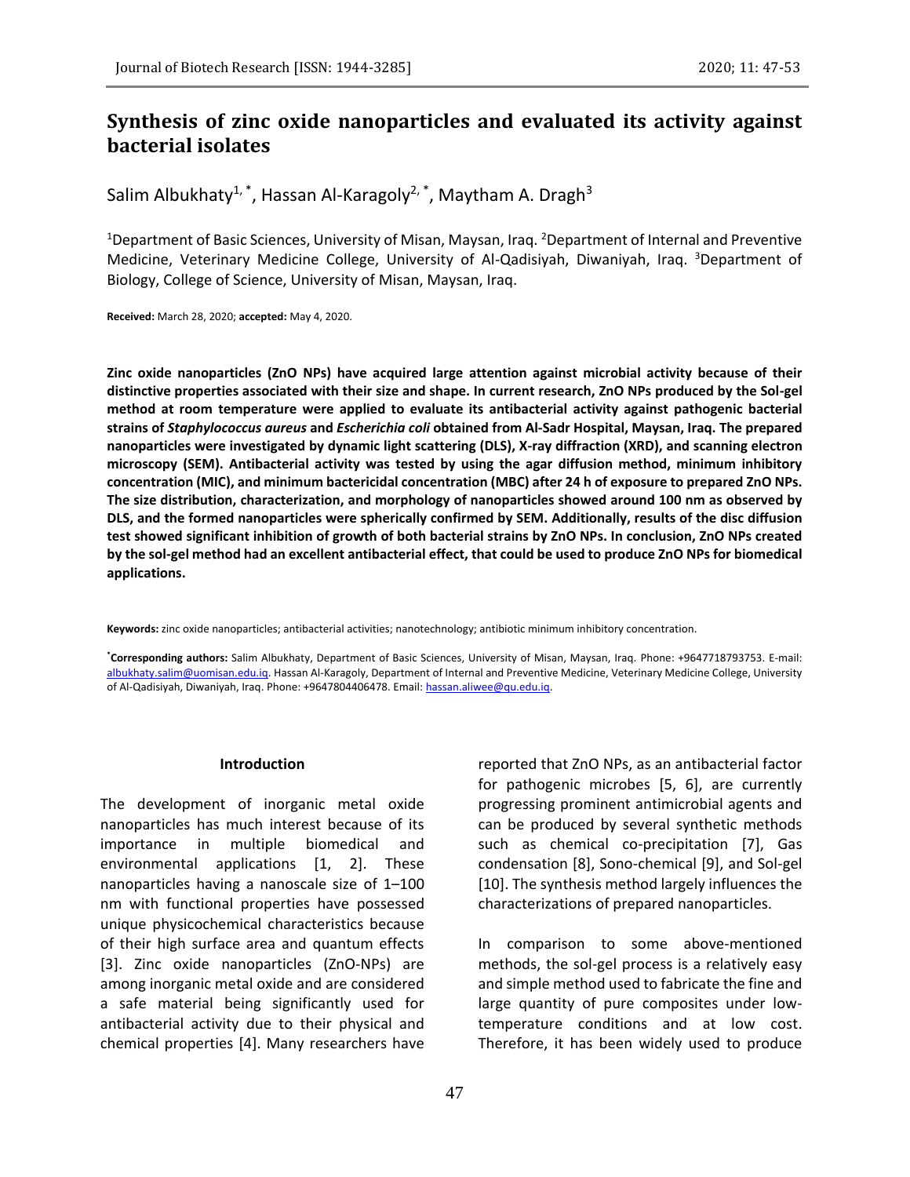# Synthesis of zinc oxide nanoparticles and evaluated its activity against bacterial isolates

Salim Albukhaty[1, *], Hassan Al-Karagoly[2, *], Maytham A. Dragh[3]

[1]Department of Basic Sciences, University of Misan, Maysan, Iraq. [2]Department of Internal and Preventive Medicine, Veterinary Medicine College, University of Al-Qadisiyah, Diwaniyah, Iraq. [3]Department of Biology, College of Science, University of Misan, Maysan, Iraq.

**Received:** March 28, 2020; **accepted:** May 4, 2020.

**Zinc oxide nanoparticles (ZnO NPs) have acquired large attention against microbial activity because of their distinctive properties associated with their size and shape. In current research, ZnO NPs produced by the Sol-gel method at room temperature were applied to evaluate its antibacterial activity against pathogenic bacterial strains of *Staphylococcus aureus* and *Escherichia coli* obtained from Al-Sadr Hospital, Maysan, Iraq. The prepared nanoparticles were investigated by dynamic light scattering (DLS), X-ray diffraction (XRD), and scanning electron microscopy (SEM). Antibacterial activity was tested by using the agar diffusion method, minimum inhibitory concentration (MIC), and minimum bactericidal concentration (MBC) after 24 h of exposure to prepared ZnO NPs. The size distribution, characterization, and morphology of nanoparticles showed around 100 nm as observed by DLS, and the formed nanoparticles were spherically confirmed by SEM. Additionally, results of the disc diffusion test showed significant inhibition of growth of both bacterial strains by ZnO NPs. In conclusion, ZnO NPs created by the sol-gel method had an excellent antibacterial effect, that could be used to produce ZnO NPs for biomedical applications.**

**Keywords:** zinc oxide nanoparticles; antibacterial activities; nanotechnology; antibiotic minimum inhibitory concentration.

***Corresponding authors:** Salim Albukhaty, Department of Basic Sciences, University of Misan, Maysan, Iraq. Phone: +9647718793753. E-mail: albukhaty.salim@uomisan.edu.iq. Hassan Al-Karagoly, Department of Internal and Preventive Medicine, Veterinary Medicine College, University of Al-Qadisiyah, Diwaniyah, Iraq. Phone: +9647804406478. Email: hassan.aliwee@qu.edu.iq.

## Introduction

The development of inorganic metal oxide nanoparticles has much interest because of its importance in multiple biomedical and environmental applications [1, 2]. These nanoparticles having a nanoscale size of 1–100 nm with functional properties have possessed unique physicochemical characteristics because of their high surface area and quantum effects [3]. Zinc oxide nanoparticles (ZnO-NPs) are among inorganic metal oxide and are considered a safe material being significantly used for antibacterial activity due to their physical and chemical properties [4]. Many researchers have reported that ZnO NPs, as an antibacterial factor for pathogenic microbes [5, 6], are currently progressing prominent antimicrobial agents and can be produced by several synthetic methods such as chemical co-precipitation [7], Gas condensation [8], Sono-chemical [9], and Sol-gel [10]. The synthesis method largely influences the characterizations of prepared nanoparticles.

In comparison to some above-mentioned methods, the sol-gel process is a relatively easy and simple method used to fabricate the fine and large quantity of pure composites under low-temperature conditions and at low cost. Therefore, it has been widely used to produce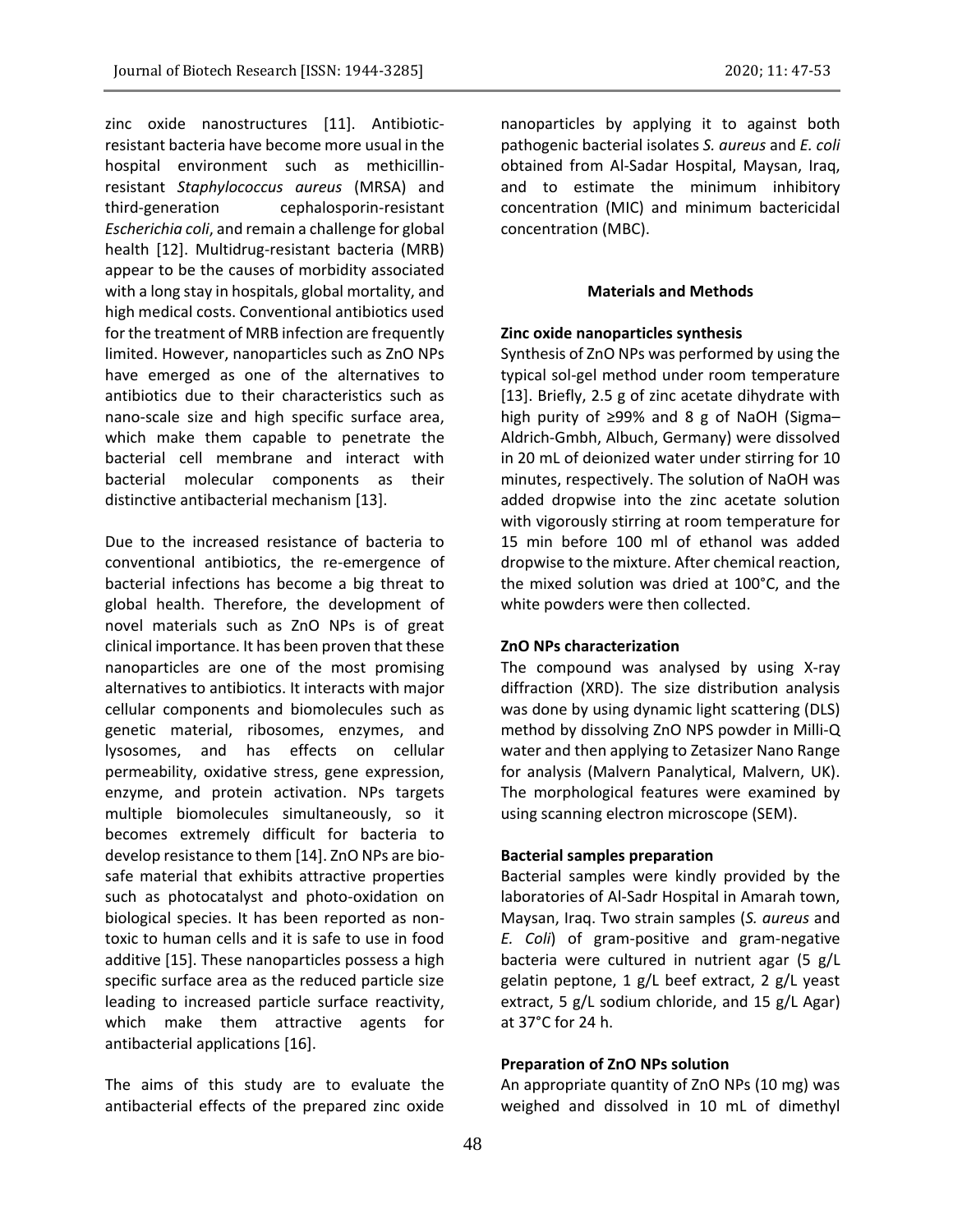zinc oxide nanostructures [11]. Antibiotic-resistant bacteria have become more usual in the hospital environment such as methicillin-resistant *Staphylococcus aureus* (MRSA) and third-generation cephalosporin-resistant *Escherichia coli*, and remain a challenge for global health [12]. Multidrug-resistant bacteria (MRB) appear to be the causes of morbidity associated with a long stay in hospitals, global mortality, and high medical costs. Conventional antibiotics used for the treatment of MRB infection are frequently limited. However, nanoparticles such as ZnO NPs have emerged as one of the alternatives to antibiotics due to their characteristics such as nano-scale size and high specific surface area, which make them capable to penetrate the bacterial cell membrane and interact with bacterial molecular components as their distinctive antibacterial mechanism [13].

Due to the increased resistance of bacteria to conventional antibiotics, the re-emergence of bacterial infections has become a big threat to global health. Therefore, the development of novel materials such as ZnO NPs is of great clinical importance. It has been proven that these nanoparticles are one of the most promising alternatives to antibiotics. It interacts with major cellular components and biomolecules such as genetic material, ribosomes, enzymes, and lysosomes, and has effects on cellular permeability, oxidative stress, gene expression, enzyme, and protein activation. NPs targets multiple biomolecules simultaneously, so it becomes extremely difficult for bacteria to develop resistance to them [14]. ZnO NPs are bio-safe material that exhibits attractive properties such as photocatalyst and photo-oxidation on biological species. It has been reported as non-toxic to human cells and it is safe to use in food additive [15]. These nanoparticles possess a high specific surface area as the reduced particle size leading to increased particle surface reactivity, which make them attractive agents for antibacterial applications [16].

The aims of this study are to evaluate the antibacterial effects of the prepared zinc oxide nanoparticles by applying it to against both pathogenic bacterial isolates *S. aureus* and *E. coli* obtained from Al-Sadar Hospital, Maysan, Iraq, and to estimate the minimum inhibitory concentration (MIC) and minimum bactericidal concentration (MBC).

## Materials and Methods

### Zinc oxide nanoparticles synthesis

Synthesis of ZnO NPs was performed by using the typical sol-gel method under room temperature [13]. Briefly, 2.5 g of zinc acetate dihydrate with high purity of ≥99% and 8 g of NaOH (Sigma–Aldrich-Gmbh, Albuch, Germany) were dissolved in 20 mL of deionized water under stirring for 10 minutes, respectively. The solution of NaOH was added dropwise into the zinc acetate solution with vigorously stirring at room temperature for 15 min before 100 ml of ethanol was added dropwise to the mixture. After chemical reaction, the mixed solution was dried at 100°C, and the white powders were then collected.

### ZnO NPs characterization

The compound was analysed by using X-ray diffraction (XRD). The size distribution analysis was done by using dynamic light scattering (DLS) method by dissolving ZnO NPS powder in Milli-Q water and then applying to Zetasizer Nano Range for analysis (Malvern Panalytical, Malvern, UK). The morphological features were examined by using scanning electron microscope (SEM).

### Bacterial samples preparation

Bacterial samples were kindly provided by the laboratories of Al-Sadr Hospital in Amarah town, Maysan, Iraq. Two strain samples (*S. aureus* and *E. Coli*) of gram-positive and gram-negative bacteria were cultured in nutrient agar (5 g/L gelatin peptone, 1 g/L beef extract, 2 g/L yeast extract, 5 g/L sodium chloride, and 15 g/L Agar) at 37°C for 24 h.

### Preparation of ZnO NPs solution

An appropriate quantity of ZnO NPs (10 mg) was weighed and dissolved in 10 mL of dimethyl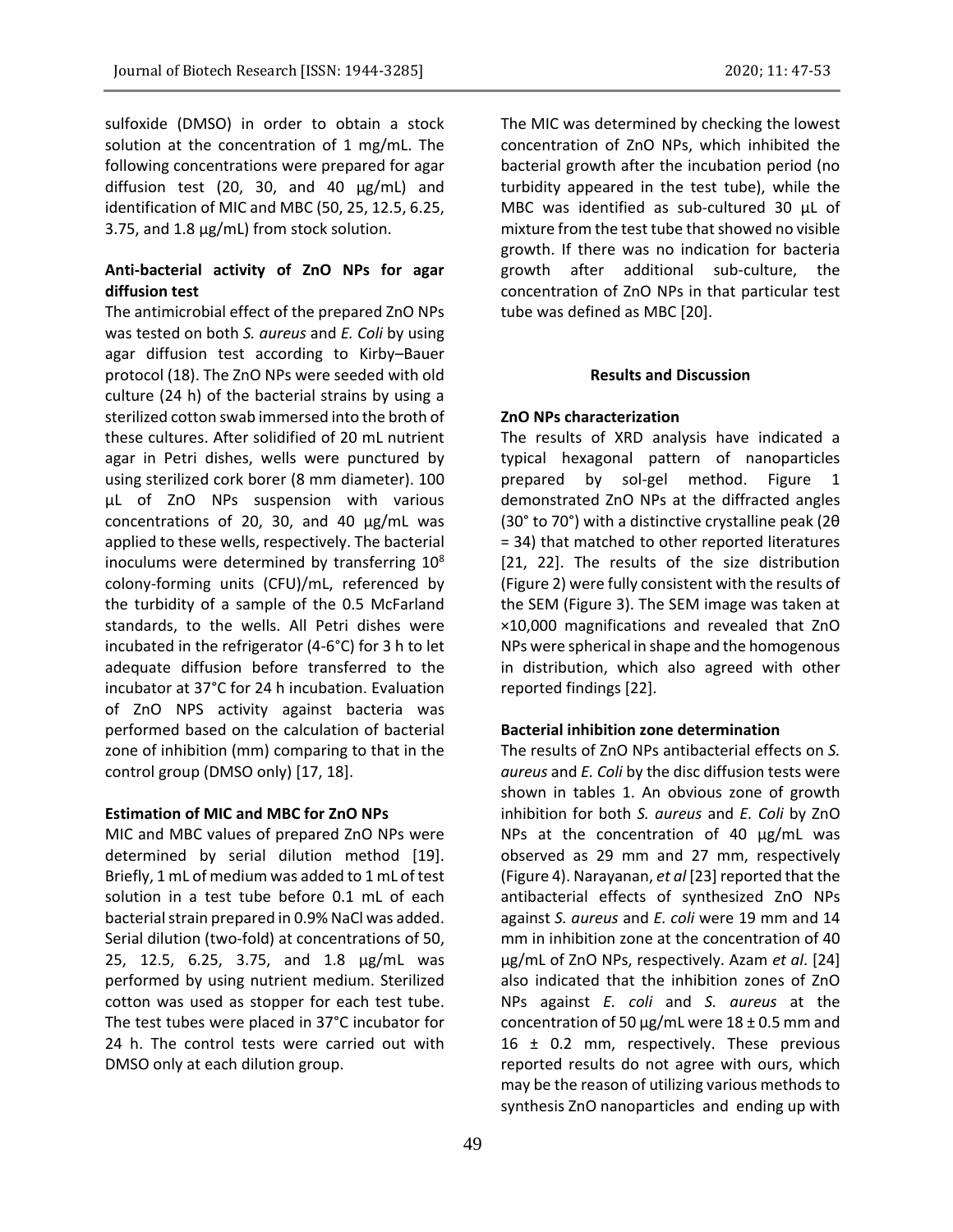sulfoxide (DMSO) in order to obtain a stock solution at the concentration of 1 mg/mL. The following concentrations were prepared for agar diffusion test (20, 30, and 40 µg/mL) and identification of MIC and MBC (50, 25, 12.5, 6.25, 3.75, and 1.8 µg/mL) from stock solution.

**Anti-bacterial activity of ZnO NPs for agar diffusion test**

The antimicrobial effect of the prepared ZnO NPs was tested on both *S. aureus* and *E. Coli* by using agar diffusion test according to Kirby–Bauer protocol (18). The ZnO NPs were seeded with old culture (24 h) of the bacterial strains by using a sterilized cotton swab immersed into the broth of these cultures. After solidified of 20 mL nutrient agar in Petri dishes, wells were punctured by using sterilized cork borer (8 mm diameter). 100 µL of ZnO NPs suspension with various concentrations of 20, 30, and 40 µg/mL was applied to these wells, respectively. The bacterial inoculums were determined by transferring $10^8$ colony-forming units (CFU)/mL, referenced by the turbidity of a sample of the 0.5 McFarland standards, to the wells. All Petri dishes were incubated in the refrigerator (4-6°C) for 3 h to let adequate diffusion before transferred to the incubator at 37°C for 24 h incubation. Evaluation of ZnO NPS activity against bacteria was performed based on the calculation of bacterial zone of inhibition (mm) comparing to that in the control group (DMSO only) [17, 18].

**Estimation of MIC and MBC for ZnO NPs**

MIC and MBC values of prepared ZnO NPs were determined by serial dilution method [19]. Briefly, 1 mL of medium was added to 1 mL of test solution in a test tube before 0.1 mL of each bacterial strain prepared in 0.9% NaCl was added. Serial dilution (two-fold) at concentrations of 50, 25, 12.5, 6.25, 3.75, and 1.8 µg/mL was performed by using nutrient medium. Sterilized cotton was used as stopper for each test tube. The test tubes were placed in 37°C incubator for 24 h. The control tests were carried out with DMSO only at each dilution group.

The MIC was determined by checking the lowest concentration of ZnO NPs, which inhibited the bacterial growth after the incubation period (no turbidity appeared in the test tube), while the MBC was identified as sub-cultured 30 µL of mixture from the test tube that showed no visible growth. If there was no indication for bacteria growth after additional sub-culture, the concentration of ZnO NPs in that particular test tube was defined as MBC [20].

## Results and Discussion

**ZnO NPs characterization**

The results of XRD analysis have indicated a typical hexagonal pattern of nanoparticles prepared by sol-gel method. Figure 1 demonstrated ZnO NPs at the diffracted angles (30° to 70°) with a distinctive crystalline peak ($2\theta = 34$) that matched to other reported literatures [21, 22]. The results of the size distribution (Figure 2) were fully consistent with the results of the SEM (Figure 3). The SEM image was taken at ×10,000 magnifications and revealed that ZnO NPs were spherical in shape and the homogenous in distribution, which also agreed with other reported findings [22].

**Bacterial inhibition zone determination**

The results of ZnO NPs antibacterial effects on *S. aureus* and *E. Coli* by the disc diffusion tests were shown in tables 1. An obvious zone of growth inhibition for both *S. aureus* and *E. Coli* by ZnO NPs at the concentration of 40 µg/mL was observed as 29 mm and 27 mm, respectively (Figure 4). Narayanan, *et al* [23] reported that the antibacterial effects of synthesized ZnO NPs against *S. aureus* and *E. coli* were 19 mm and 14 mm in inhibition zone at the concentration of 40 µg/mL of ZnO NPs, respectively. Azam *et al*. [24] also indicated that the inhibition zones of ZnO NPs against *E. coli* and *S. aureus* at the concentration of 50 µg/mL were 18 ± 0.5 mm and 16 ± 0.2 mm, respectively. These previous reported results do not agree with ours, which may be the reason of utilizing various methods to synthesis ZnO nanoparticles and ending up with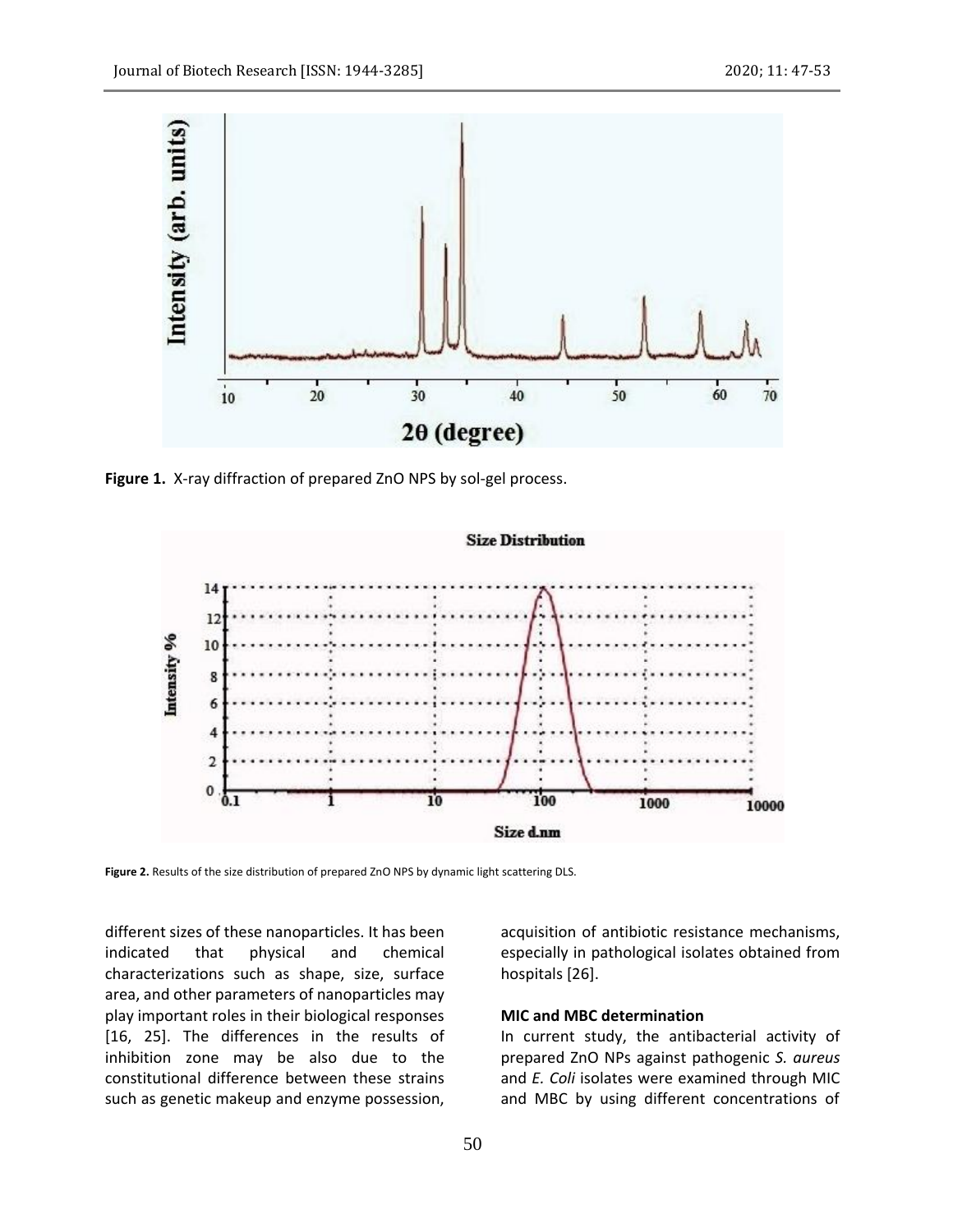Intensity (arb. units)

10 20 30 40 50 60 70

2θ (degree)

**Figure 1.** X-ray diffraction of prepared ZnO NPS by sol-gel process.

Size Distribution

Intensity %

0 2 4 6 8 10 12 14

0.1 1 10 100 1000 10000

Size d.nm

**Figure 2.** Results of the size distribution of prepared ZnO NPS by dynamic light scattering DLS.

different sizes of these nanoparticles. It has been indicated that physical and chemical characterizations such as shape, size, surface area, and other parameters of nanoparticles may play important roles in their biological responses [16, 25]. The differences in the results of inhibition zone may be also due to the constitutional difference between these strains such as genetic makeup and enzyme possession, acquisition of antibiotic resistance mechanisms, especially in pathological isolates obtained from hospitals [26].

**MIC and MBC determination**

In current study, the antibacterial activity of prepared ZnO NPs against pathogenic *S. aureus* and *E. Coli* isolates were examined through MIC and MBC by using different concentrations of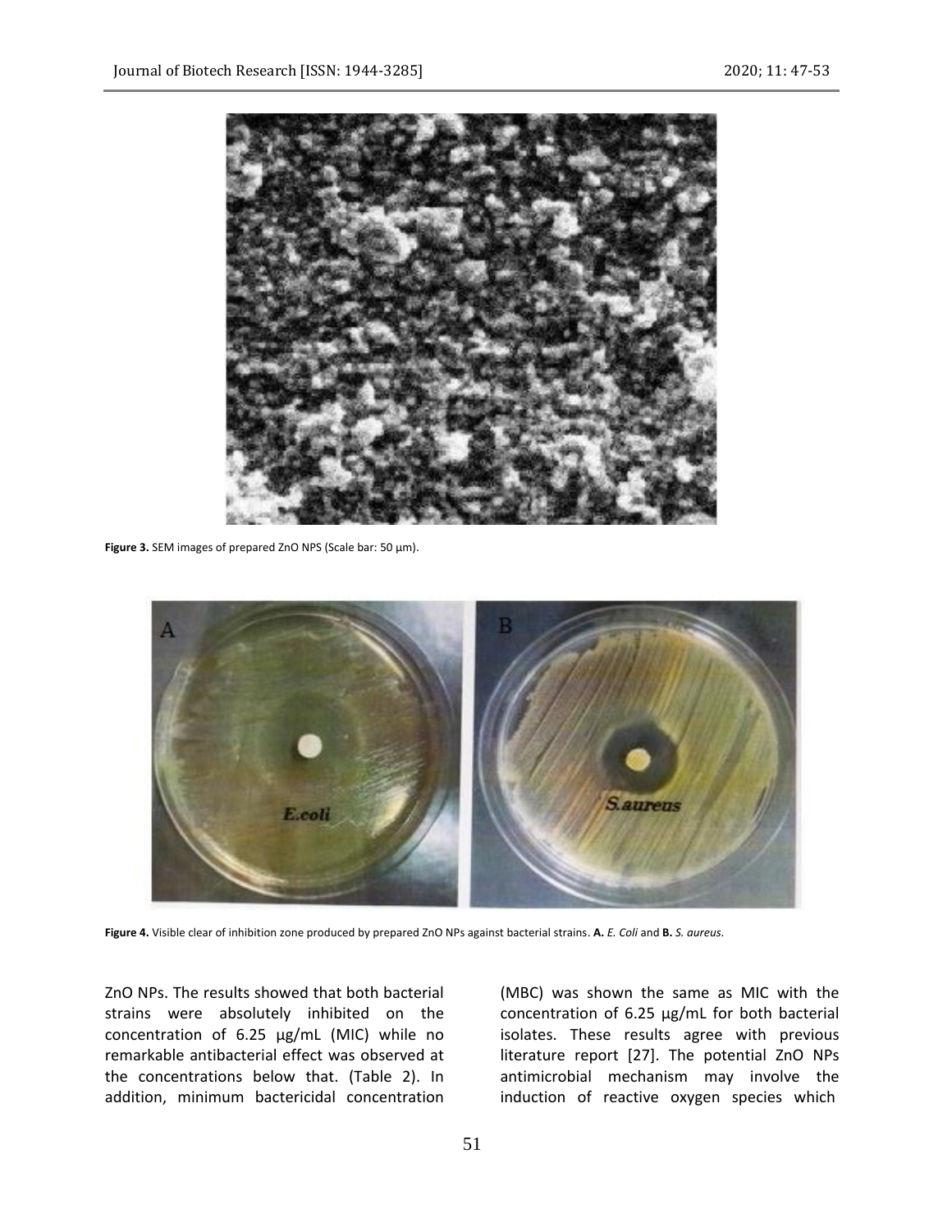Figure 3. SEM images of prepared ZnO NPS (Scale bar: 50 µm).

A

*E.coli*

B

*S.aureus*

**Figure 4.** Visible clear of inhibition zone produced by prepared ZnO NPs against bacterial strains. **A.** *E. Coli* and **B.** *S. aureus*.

ZnO NPs. The results showed that both bacterial strains were absolutely inhibited on the concentration of 6.25 µg/mL (MIC) while no remarkable antibacterial effect was observed at the concentrations below that. (Table 2). In addition, minimum bactericidal concentration (MBC) was shown the same as MIC with the concentration of 6.25 µg/mL for both bacterial isolates. These results agree with previous literature report [27]. The potential ZnO NPs antimicrobial mechanism may involve the induction of reactive oxygen species which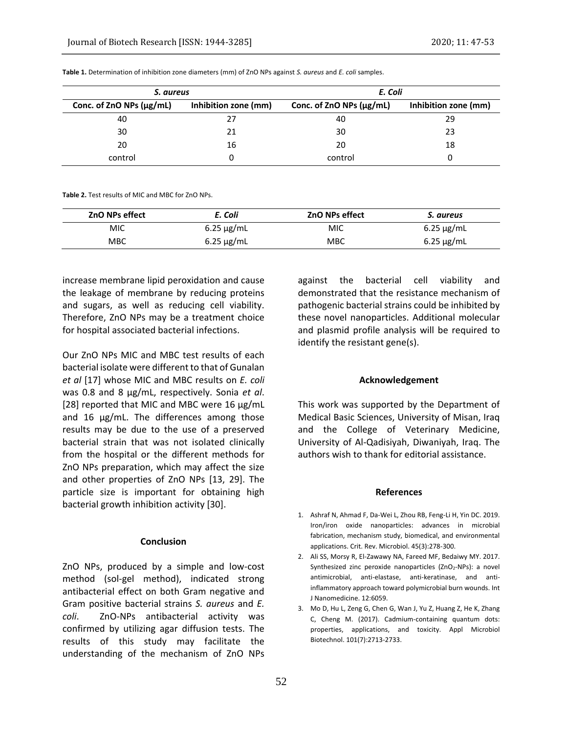**Table 1.** Determination of inhibition zone diameters (mm) of ZnO NPs against *S. aureus* and *E. coli* samples.

| ***S. aureus*** | | ***E. Coli*** | |
|---|---|---|---|
| **Conc. of ZnO NPs (µg/mL)** | **Inhibition zone (mm)** | **Conc. of ZnO NPs (µg/mL)** | **Inhibition zone (mm)** |
| 40 | 27 | 40 | 29 |
| 30 | 21 | 30 | 23 |
| 20 | 16 | 20 | 18 |
| control | 0 | control | 0 |

**Table 2.** Test results of MIC and MBC for ZnO NPs.

| ZnO NPs effect | *E. Coli* | ZnO NPs effect | *S. aureus* |
|---|---|---|---|
| MIC | 6.25 µg/mL | MIC | 6.25 µg/mL |
| MBC | 6.25 µg/mL | MBC | 6.25 µg/mL |

increase membrane lipid peroxidation and cause the leakage of membrane by reducing proteins and sugars, as well as reducing cell viability. Therefore, ZnO NPs may be a treatment choice for hospital associated bacterial infections.

Our ZnO NPs MIC and MBC test results of each bacterial isolate were different to that of Gunalan *et al* [17] whose MIC and MBC results on *E. coli* was 0.8 and 8 µg/mL, respectively. Sonia *et al*. [28] reported that MIC and MBC were 16 µg/mL and 16 µg/mL. The differences among those results may be due to the use of a preserved bacterial strain that was not isolated clinically from the hospital or the different methods for ZnO NPs preparation, which may affect the size and other properties of ZnO NPs [13, 29]. The particle size is important for obtaining high bacterial growth inhibition activity [30].

## Conclusion

ZnO NPs, produced by a simple and low-cost method (sol-gel method), indicated strong antibacterial effect on both Gram negative and Gram positive bacterial strains *S. aureus* and *E. coli*. ZnO-NPs antibacterial activity was confirmed by utilizing agar diffusion tests. The results of this study may facilitate the understanding of the mechanism of ZnO NPs against the bacterial cell viability and demonstrated that the resistance mechanism of pathogenic bacterial strains could be inhibited by these novel nanoparticles. Additional molecular and plasmid profile analysis will be required to identify the resistant gene(s).

## Acknowledgement

This work was supported by the Department of Medical Basic Sciences, University of Misan, Iraq and the College of Veterinary Medicine, University of Al-Qadisiyah, Diwaniyah, Iraq. The authors wish to thank for editorial assistance.

## References

1. Ashraf N, Ahmad F, Da-Wei L, Zhou RB, Feng-Li H, Yin DC. 2019. Iron/iron oxide nanoparticles: advances in microbial fabrication, mechanism study, biomedical, and environmental applications. Crit. Rev. Microbiol. 45(3):278-300.
2. Ali SS, Morsy R, El-Zawawy NA, Fareed MF, Bedaiwy MY. 2017. Synthesized zinc peroxide nanoparticles ($ZnO_2$-NPs): a novel antimicrobial, anti-elastase, anti-keratinase, and anti-inflammatory approach toward polymicrobial burn wounds. Int J Nanomedicine. 12:6059.
3. Mo D, Hu L, Zeng G, Chen G, Wan J, Yu Z, Huang Z, He K, Zhang C, Cheng M. (2017). Cadmium-containing quantum dots: properties, applications, and toxicity. Appl Microbiol Biotechnol. 101(7):2713-2733.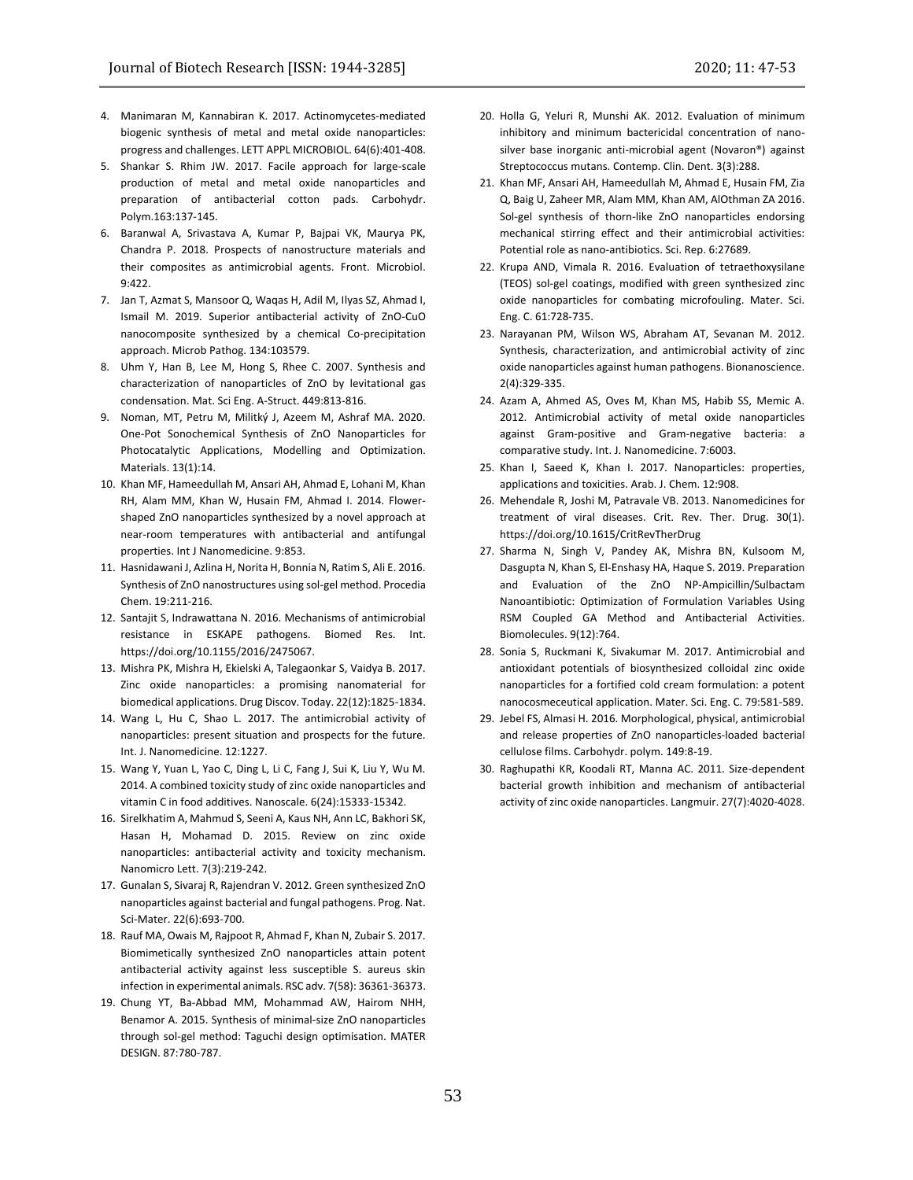4. Manimaran M, Kannabiran K. 2017. Actinomycetes-mediated biogenic synthesis of metal and metal oxide nanoparticles: progress and challenges. LETT APPL MICROBIOL. 64(6):401-408.
5. Shankar S. Rhim JW. 2017. Facile approach for large-scale production of metal and metal oxide nanoparticles and preparation of antibacterial cotton pads. Carbohydr. Polym.163:137-145.
6. Baranwal A, Srivastava A, Kumar P, Bajpai VK, Maurya PK, Chandra P. 2018. Prospects of nanostructure materials and their composites as antimicrobial agents. Front. Microbiol. 9:422.
7. Jan T, Azmat S, Mansoor Q, Waqas H, Adil M, Ilyas SZ, Ahmad I, Ismail M. 2019. Superior antibacterial activity of ZnO-CuO nanocomposite synthesized by a chemical Co-precipitation approach. Microb Pathog. 134:103579.
8. Uhm Y, Han B, Lee M, Hong S, Rhee C. 2007. Synthesis and characterization of nanoparticles of ZnO by levitational gas condensation. Mat. Sci Eng. A-Struct. 449:813-816.
9. Noman, MT, Petru M, Militký J, Azeem M, Ashraf MA. 2020. One-Pot Sonochemical Synthesis of ZnO Nanoparticles for Photocatalytic Applications, Modelling and Optimization. Materials. 13(1):14.
10. Khan MF, Hameedullah M, Ansari AH, Ahmad E, Lohani M, Khan RH, Alam MM, Khan W, Husain FM, Ahmad I. 2014. Flower-shaped ZnO nanoparticles synthesized by a novel approach at near-room temperatures with antibacterial and antifungal properties. Int J Nanomedicine. 9:853.
11. Hasnidawani J, Azlina H, Norita H, Bonnia N, Ratim S, Ali E. 2016. Synthesis of ZnO nanostructures using sol-gel method. Procedia Chem. 19:211-216.
12. Santajit S, Indrawattana N. 2016. Mechanisms of antimicrobial resistance in ESKAPE pathogens. Biomed Res. Int. https://doi.org/10.1155/2016/2475067.
13. Mishra PK, Mishra H, Ekielski A, Talegaonkar S, Vaidya B. 2017. Zinc oxide nanoparticles: a promising nanomaterial for biomedical applications. Drug Discov. Today. 22(12):1825-1834.
14. Wang L, Hu C, Shao L. 2017. The antimicrobial activity of nanoparticles: present situation and prospects for the future. Int. J. Nanomedicine. 12:1227.
15. Wang Y, Yuan L, Yao C, Ding L, Li C, Fang J, Sui K, Liu Y, Wu M. 2014. A combined toxicity study of zinc oxide nanoparticles and vitamin C in food additives. Nanoscale. 6(24):15333-15342.
16. Sirelkhatim A, Mahmud S, Seeni A, Kaus NH, Ann LC, Bakhori SK, Hasan H, Mohamad D. 2015. Review on zinc oxide nanoparticles: antibacterial activity and toxicity mechanism. Nanomicro Lett. 7(3):219-242.
17. Gunalan S, Sivaraj R, Rajendran V. 2012. Green synthesized ZnO nanoparticles against bacterial and fungal pathogens. Prog. Nat. Sci-Mater. 22(6):693-700.
18. Rauf MA, Owais M, Rajpoot R, Ahmad F, Khan N, Zubair S. 2017. Biomimetically synthesized ZnO nanoparticles attain potent antibacterial activity against less susceptible S. aureus skin infection in experimental animals. RSC adv. 7(58): 36361-36373.
19. Chung YT, Ba-Abbad MM, Mohammad AW, Hairom NHH, Benamor A. 2015. Synthesis of minimal-size ZnO nanoparticles through sol-gel method: Taguchi design optimisation. MATER DESIGN. 87:780-787.
20. Holla G, Yeluri R, Munshi AK. 2012. Evaluation of minimum inhibitory and minimum bactericidal concentration of nano-silver base inorganic anti-microbial agent (Novaron®) against Streptococcus mutans. Contemp. Clin. Dent. 3(3):288.
21. Khan MF, Ansari AH, Hameedullah M, Ahmad E, Husain FM, Zia Q, Baig U, Zaheer MR, Alam MM, Khan AM, AlOthman ZA 2016. Sol-gel synthesis of thorn-like ZnO nanoparticles endorsing mechanical stirring effect and their antimicrobial activities: Potential role as nano-antibiotics. Sci. Rep. 6:27689.
22. Krupa AND, Vimala R. 2016. Evaluation of tetraethoxysilane (TEOS) sol-gel coatings, modified with green synthesized zinc oxide nanoparticles for combating microfouling. Mater. Sci. Eng. C. 61:728-735.
23. Narayanan PM, Wilson WS, Abraham AT, Sevanan M. 2012. Synthesis, characterization, and antimicrobial activity of zinc oxide nanoparticles against human pathogens. Bionanoscience. 2(4):329-335.
24. Azam A, Ahmed AS, Oves M, Khan MS, Habib SS, Memic A. 2012. Antimicrobial activity of metal oxide nanoparticles against Gram-positive and Gram-negative bacteria: a comparative study. Int. J. Nanomedicine. 7:6003.
25. Khan I, Saeed K, Khan I. 2017. Nanoparticles: properties, applications and toxicities. Arab. J. Chem. 12:908.
26. Mehendale R, Joshi M, Patravale VB. 2013. Nanomedicines for treatment of viral diseases. Crit. Rev. Ther. Drug. 30(1). https://doi.org/10.1615/CritRevTherDrug
27. Sharma N, Singh V, Pandey AK, Mishra BN, Kulsoom M, Dasgupta N, Khan S, El-Enshasy HA, Haque S. 2019. Preparation and Evaluation of the ZnO NP-Ampicillin/Sulbactam Nanoantibiotic: Optimization of Formulation Variables Using RSM Coupled GA Method and Antibacterial Activities. Biomolecules. 9(12):764.
28. Sonia S, Ruckmani K, Sivakumar M. 2017. Antimicrobial and antioxidant potentials of biosynthesized colloidal zinc oxide nanoparticles for a fortified cold cream formulation: a potent nanocosmeceutical application. Mater. Sci. Eng. C. 79:581-589.
29. Jebel FS, Almasi H. 2016. Morphological, physical, antimicrobial and release properties of ZnO nanoparticles-loaded bacterial cellulose films. Carbohydr. polym. 149:8-19.
30. Raghupathi KR, Koodali RT, Manna AC. 2011. Size-dependent bacterial growth inhibition and mechanism of antibacterial activity of zinc oxide nanoparticles. Langmuir. 27(7):4020-4028.